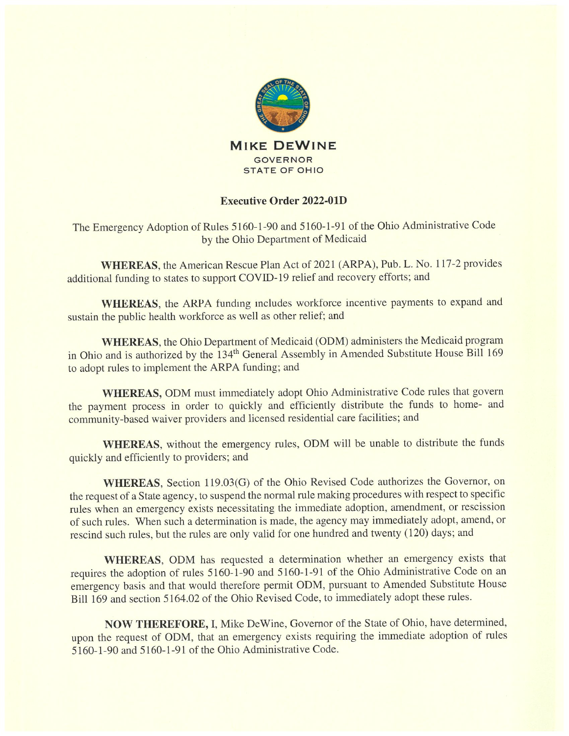**MIKE DEWINE**
GOVERNOR
STATE OF OHIO

# Executive Order 2022-01D

The Emergency Adoption of Rules 5160-1-90 and 5160-1-91 of the Ohio Administrative Code by the Ohio Department of Medicaid

**WHEREAS**, the American Rescue Plan Act of 2021 (ARPA), Pub. L. No. 117-2 provides additional funding to states to support COVID-19 relief and recovery efforts; and

**WHEREAS**, the ARPA funding includes workforce incentive payments to expand and sustain the public health workforce as well as other relief; and

**WHEREAS**, the Ohio Department of Medicaid (ODM) administers the Medicaid program in Ohio and is authorized by the 134th General Assembly in Amended Substitute House Bill 169 to adopt rules to implement the ARPA funding; and

**WHEREAS,** ODM must immediately adopt Ohio Administrative Code rules that govern the payment process in order to quickly and efficiently distribute the funds to home- and community-based waiver providers and licensed residential care facilities; and

**WHEREAS**, without the emergency rules, ODM will be unable to distribute the funds quickly and efficiently to providers; and

**WHEREAS**, Section 119.03(G) of the Ohio Revised Code authorizes the Governor, on the request of a State agency, to suspend the normal rule making procedures with respect to specific rules when an emergency exists necessitating the immediate adoption, amendment, or rescission of such rules. When such a determination is made, the agency may immediately adopt, amend, or rescind such rules, but the rules are only valid for one hundred and twenty (120) days; and

**WHEREAS**, ODM has requested a determination whether an emergency exists that requires the adoption of rules 5160-1-90 and 5160-1-91 of the Ohio Administrative Code on an emergency basis and that would therefore permit ODM, pursuant to Amended Substitute House Bill 169 and section 5164.02 of the Ohio Revised Code, to immediately adopt these rules.

**NOW THEREFORE,** I, Mike DeWine, Governor of the State of Ohio, have determined, upon the request of ODM, that an emergency exists requiring the immediate adoption of rules 5160-1-90 and 5160-1-91 of the Ohio Administrative Code.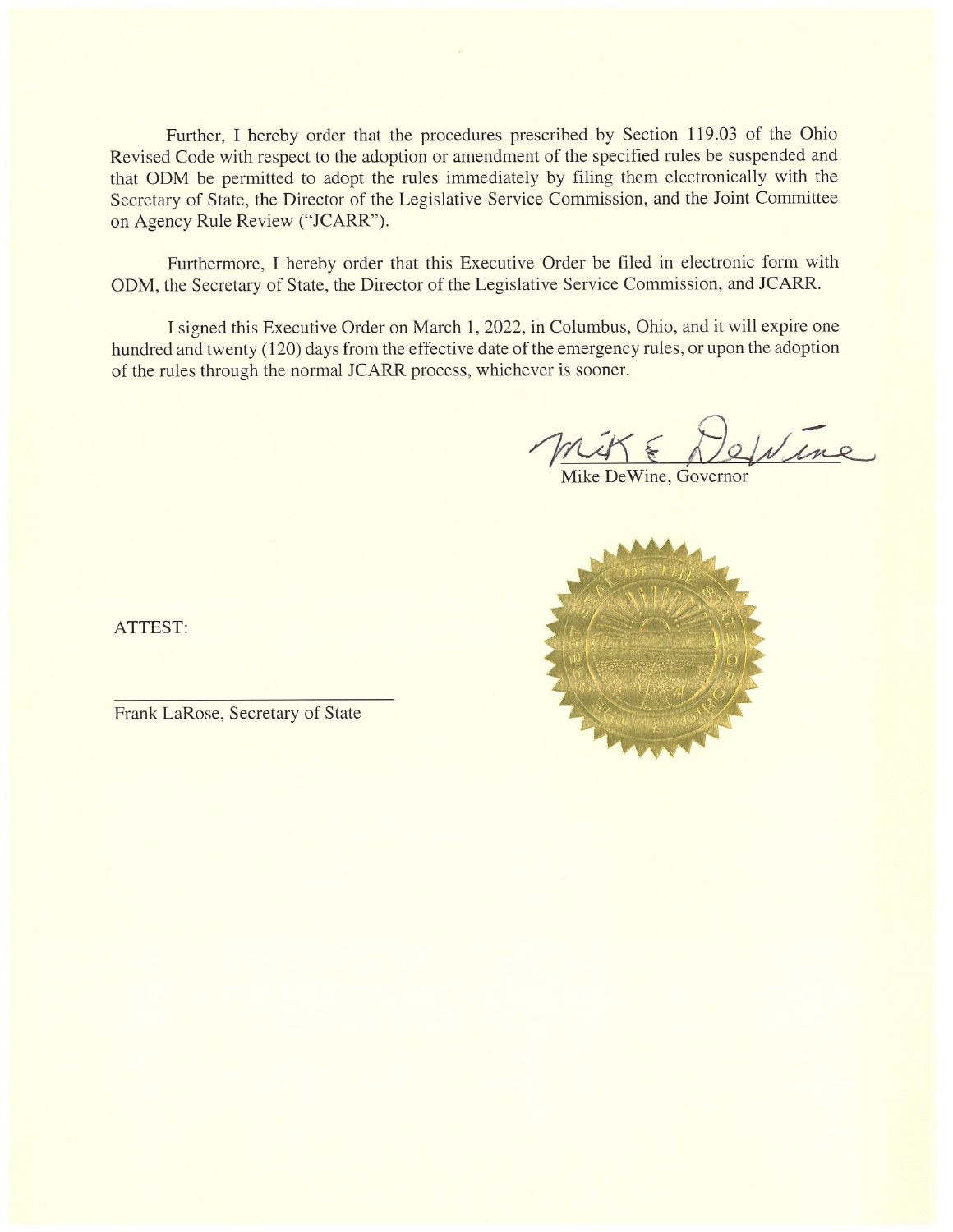Further, I hereby order that the procedures prescribed by Section 119.03 of the Ohio Revised Code with respect to the adoption or amendment of the specified rules be suspended and that ODM be permitted to adopt the rules immediately by filing them electronically with the Secretary of State, the Director of the Legislative Service Commission, and the Joint Committee on Agency Rule Review ("JCARR").

Furthermore, I hereby order that this Executive Order be filed in electronic form with ODM, the Secretary of State, the Director of the Legislative Service Commission, and JCARR.

I signed this Executive Order on March 1, 2022, in Columbus, Ohio, and it will expire one hundred and twenty (120) days from the effective date of the emergency rules, or upon the adoption of the rules through the normal JCARR process, whichever is sooner.

Mike DeWine, Governor

ATTEST:

Frank LaRose, Secretary of State